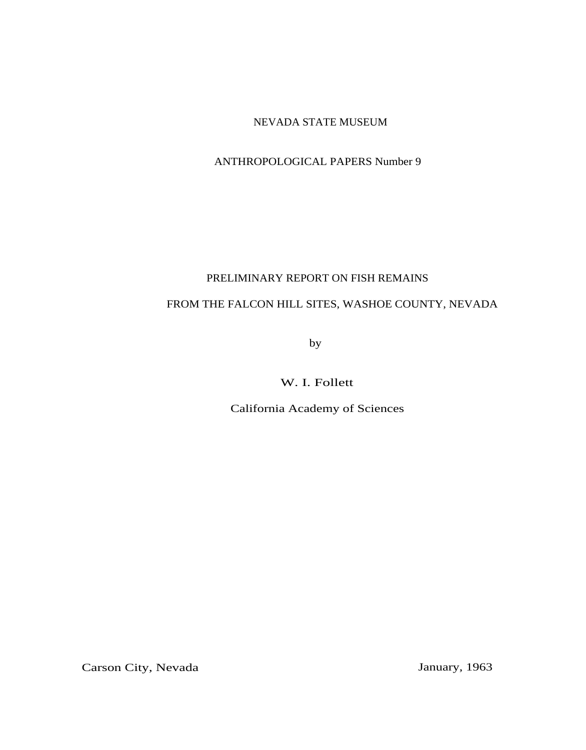NEVADA STATE MUSEUM

ANTHROPOLOGICAL PAPERS Number 9

# PRELIMINARY REPORT ON FISH REMAINS FROM THE FALCON HILL SITES, WASHOE COUNTY, NEVADA

by

W. I. Follett

California Academy of Sciences

Carson City, Nevada

January, 1963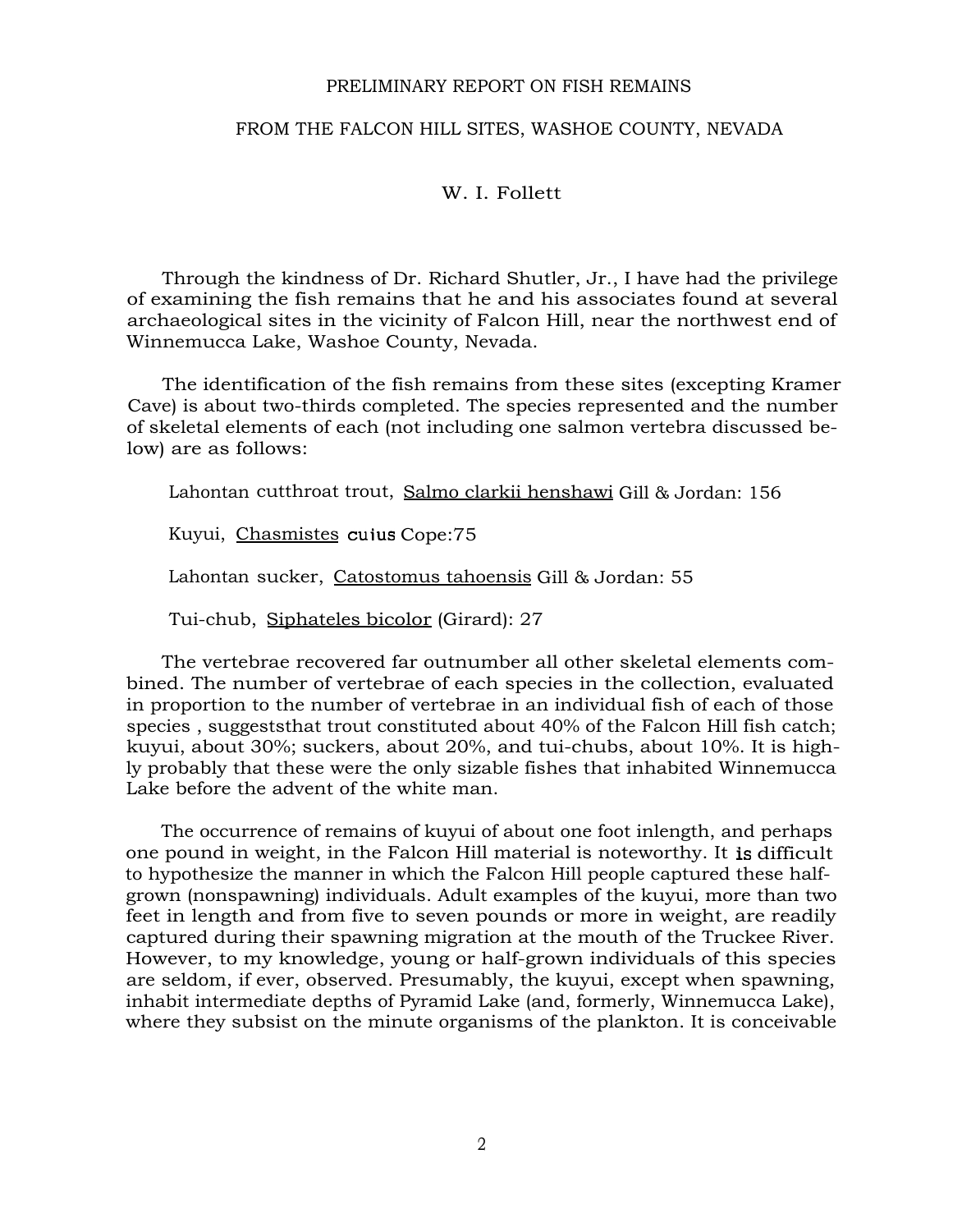# PRELIMINARY REPORT ON FISH REMAINS

## FROM THE FALCON HILL SITES, WASHOE COUNTY, NEVADA

W. I. Follett

Through the kindness of Dr. Richard Shutler, Jr., I have had the privilege of examining the fish remains that he and his associates found at several archaeological sites in the vicinity of Falcon Hill, near the northwest end of Winnemucca Lake, Washoe County, Nevada.

The identification of the fish remains from these sites (excepting Kramer Cave) is about two-thirds completed. The species represented and the number of skeletal elements of each (not including one salmon vertebra discussed below) are as follows:

Lahontan cutthroat trout, _Salmo clarkii henshawi_ Gill & Jordan: 156

Kuyui, _Chasmistes_ cuius Cope:75

Lahontan sucker, _Catostomus tahoensis_ Gill & Jordan: 55

Tui-chub, _Siphateles bicolor_ (Girard): 27

The vertebrae recovered far outnumber all other skeletal elements combined. The number of vertebrae of each species in the collection, evaluated in proportion to the number of vertebrae in an individual fish of each of those species , suggeststhat trout constituted about 40% of the Falcon Hill fish catch; kuyui, about 30%; suckers, about 20%, and tui-chubs, about 10%. It is highly probably that these were the only sizable fishes that inhabited Winnemucca Lake before the advent of the white man.

The occurrence of remains of kuyui of about one foot inlength, and perhaps one pound in weight, in the Falcon Hill material is noteworthy. It is difficult to hypothesize the manner in which the Falcon Hill people captured these half-grown (nonspawning) individuals. Adult examples of the kuyui, more than two feet in length and from five to seven pounds or more in weight, are readily captured during their spawning migration at the mouth of the Truckee River. However, to my knowledge, young or half-grown individuals of this species are seldom, if ever, observed. Presumably, the kuyui, except when spawning, inhabit intermediate depths of Pyramid Lake (and, formerly, Winnemucca Lake), where they subsist on the minute organisms of the plankton. It is conceivable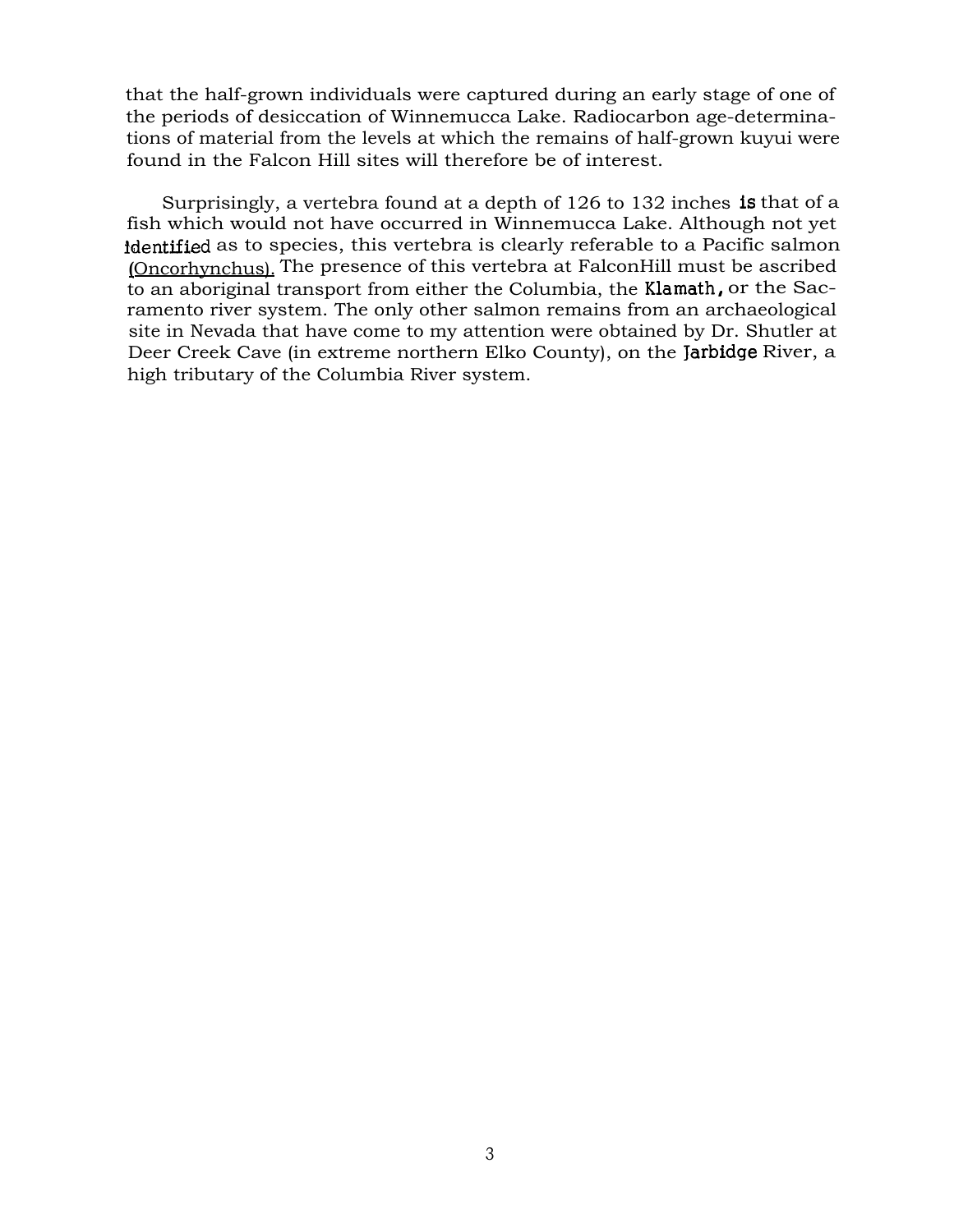that the half-grown individuals were captured during an early stage of one of the periods of desiccation of Winnemucca Lake. Radiocarbon age-determinations of material from the levels at which the remains of half-grown kuyui were found in the Falcon Hill sites will therefore be of interest.

Surprisingly, a vertebra found at a depth of 126 to 132 inches is that of a fish which would not have occurred in Winnemucca Lake. Although not yet identified as to species, this vertebra is clearly referable to a Pacific salmon (Oncorhynchus). The presence of this vertebra at FalconHill must be ascribed to an aboriginal transport from either the Columbia, the Klamath, or the Sacramento river system. The only other salmon remains from an archaeological site in Nevada that have come to my attention were obtained by Dr. Shutler at Deer Creek Cave (in extreme northern Elko County), on the Jarbidge River, a high tributary of the Columbia River system.